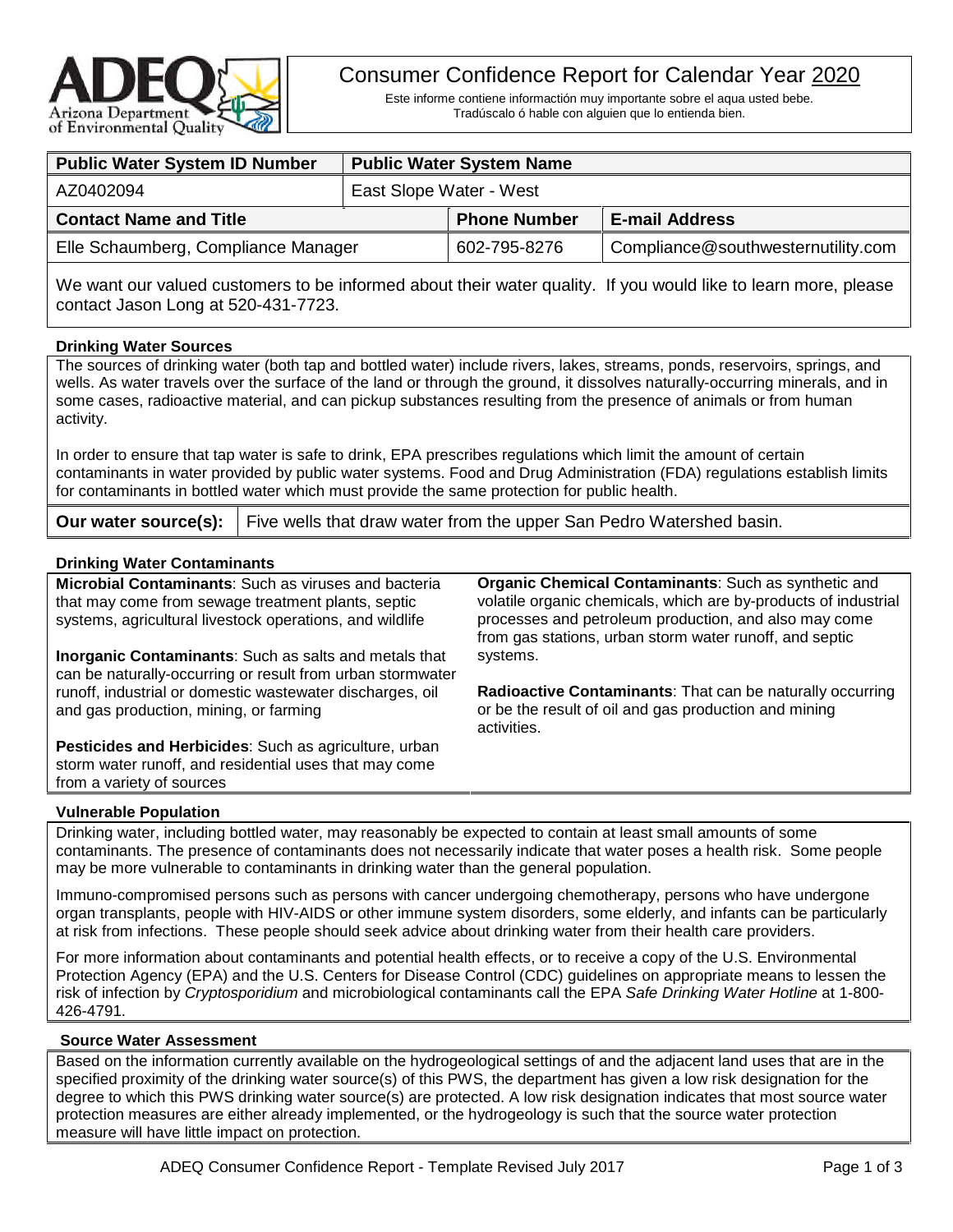# Consumer Confidence Report for Calendar Year 2020

Este informe contiene informactión muy importante sobre el aqua usted bebe.
Tradúscalo ó hable con alguien que lo entienda bien.

| Public Water System ID Number | Public Water System Name | |
|---|---|---|
| AZ0402094 | East Slope Water - West | |
| **Contact Name and Title** | **Phone Number** | **E-mail Address** |
| Elle Schaumberg, Compliance Manager | 602-795-8276 | Compliance@southwesternutility.com |

We want our valued customers to be informed about their water quality. If you would like to learn more, please contact Jason Long at 520-431-7723.

### Drinking Water Sources

The sources of drinking water (both tap and bottled water) include rivers, lakes, streams, ponds, reservoirs, springs, and wells. As water travels over the surface of the land or through the ground, it dissolves naturally-occurring minerals, and in some cases, radioactive material, and can pickup substances resulting from the presence of animals or from human activity.

In order to ensure that tap water is safe to drink, EPA prescribes regulations which limit the amount of certain contaminants in water provided by public water systems. Food and Drug Administration (FDA) regulations establish limits for contaminants in bottled water which must provide the same protection for public health.

| **Our water source(s):** | Five wells that draw water from the upper San Pedro Watershed basin. |
|---|---|

### Drinking Water Contaminants

**Microbial Contaminants**: Such as viruses and bacteria that may come from sewage treatment plants, septic systems, agricultural livestock operations, and wildlife

**Inorganic Contaminants**: Such as salts and metals that can be naturally-occurring or result from urban stormwater runoff, industrial or domestic wastewater discharges, oil and gas production, mining, or farming

**Pesticides and Herbicides**: Such as agriculture, urban storm water runoff, and residential uses that may come from a variety of sources

**Organic Chemical Contaminants**: Such as synthetic and volatile organic chemicals, which are by-products of industrial processes and petroleum production, and also may come from gas stations, urban storm water runoff, and septic systems.

**Radioactive Contaminants**: That can be naturally occurring or be the result of oil and gas production and mining activities.

### Vulnerable Population

Drinking water, including bottled water, may reasonably be expected to contain at least small amounts of some contaminants. The presence of contaminants does not necessarily indicate that water poses a health risk. Some people may be more vulnerable to contaminants in drinking water than the general population.

Immuno-compromised persons such as persons with cancer undergoing chemotherapy, persons who have undergone organ transplants, people with HIV-AIDS or other immune system disorders, some elderly, and infants can be particularly at risk from infections. These people should seek advice about drinking water from their health care providers.

For more information about contaminants and potential health effects, or to receive a copy of the U.S. Environmental Protection Agency (EPA) and the U.S. Centers for Disease Control (CDC) guidelines on appropriate means to lessen the risk of infection by *Cryptosporidium* and microbiological contaminants call the EPA *Safe Drinking Water Hotline* at 1-800-426-4791.

### Source Water Assessment

Based on the information currently available on the hydrogeological settings of and the adjacent land uses that are in the specified proximity of the drinking water source(s) of this PWS, the department has given a low risk designation for the degree to which this PWS drinking water source(s) are protected. A low risk designation indicates that most source water protection measures are either already implemented, or the hydrogeology is such that the source water protection measure will have little impact on protection.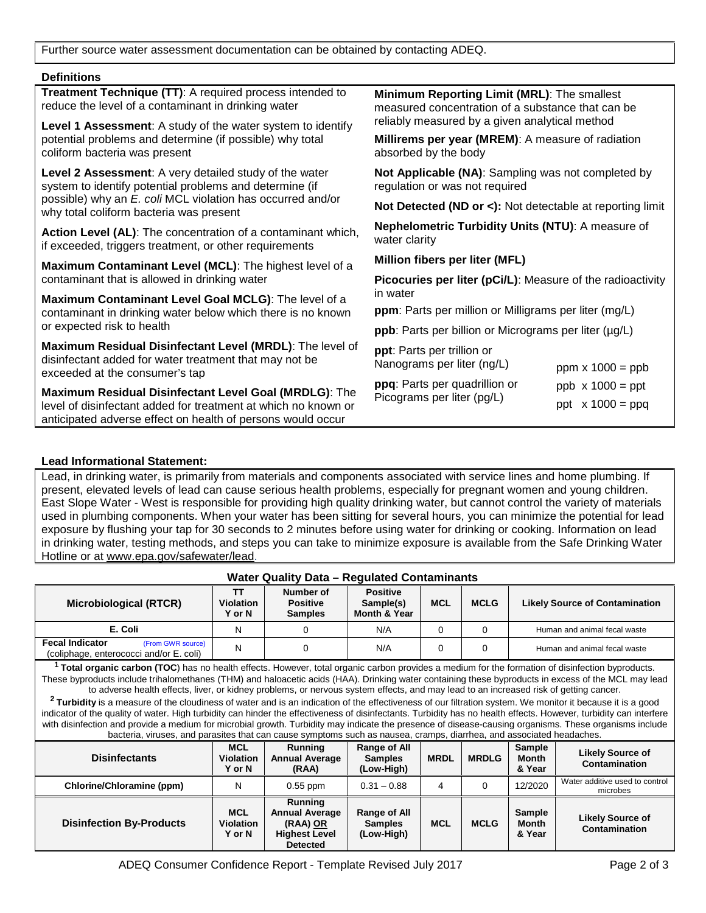Further source water assessment documentation can be obtained by contacting ADEQ.

**Definitions**

**Treatment Technique (TT)**: A required process intended to reduce the level of a contaminant in drinking water

**Level 1 Assessment**: A study of the water system to identify potential problems and determine (if possible) why total coliform bacteria was present

**Level 2 Assessment**: A very detailed study of the water system to identify potential problems and determine (if possible) why an *E. coli* MCL violation has occurred and/or why total coliform bacteria was present

**Action Level (AL)**: The concentration of a contaminant which, if exceeded, triggers treatment, or other requirements

**Maximum Contaminant Level (MCL)**: The highest level of a contaminant that is allowed in drinking water

**Maximum Contaminant Level Goal MCLG)**: The level of a contaminant in drinking water below which there is no known or expected risk to health

**Maximum Residual Disinfectant Level (MRDL)**: The level of disinfectant added for water treatment that may not be exceeded at the consumer's tap

**Maximum Residual Disinfectant Level Goal (MRDLG)**: The level of disinfectant added for treatment at which no known or anticipated adverse effect on health of persons would occur

**Minimum Reporting Limit (MRL)**: The smallest measured concentration of a substance that can be reliably measured by a given analytical method

**Millirems per year (MREM)**: A measure of radiation absorbed by the body

**Not Applicable (NA)**: Sampling was not completed by regulation or was not required

**Not Detected (ND or <):** Not detectable at reporting limit

**Nephelometric Turbidity Units (NTU)**: A measure of water clarity

**Million fibers per liter (MFL)**

**Picocuries per liter (pCi/L)**: Measure of the radioactivity in water

**ppm**: Parts per million or Milligrams per liter (mg/L)

**ppb**: Parts per billion or Micrograms per liter (µg/L)

**ppt**: Parts per trillion or Nanograms per liter (ng/L)

**ppq**: Parts per quadrillion or Picograms per liter (pg/L)

ppm x 1000 = ppb

ppb x 1000 = ppt

ppt x 1000 = ppq

**Lead Informational Statement:**

Lead, in drinking water, is primarily from materials and components associated with service lines and home plumbing. If present, elevated levels of lead can cause serious health problems, especially for pregnant women and young children. East Slope Water - West is responsible for providing high quality drinking water, but cannot control the variety of materials used in plumbing components. When your water has been sitting for several hours, you can minimize the potential for lead exposure by flushing your tap for 30 seconds to 2 minutes before using water for drinking or cooking. Information on lead in drinking water, testing methods, and steps you can take to minimize exposure is available from the Safe Drinking Water Hotline or at www.epa.gov/safewater/lead.

**Water Quality Data – Regulated Contaminants**

| Microbiological (RTCR) | TT Violation Y or N | Number of Positive Samples | Positive Sample(s) Month & Year | MCL | MCLG | Likely Source of Contamination |
|---|---|---|---|---|---|---|
| E. Coli | N | 0 | N/A | 0 | 0 | Human and animal fecal waste |
| Fecal Indicator (From GWR source) (coliphage, enterococci and/or E. coli) | N | 0 | N/A | 0 | 0 | Human and animal fecal waste |

[1] **Total organic carbon (TOC**) has no health effects. However, total organic carbon provides a medium for the formation of disinfection byproducts. These byproducts include trihalomethanes (THM) and haloacetic acids (HAA). Drinking water containing these byproducts in excess of the MCL may lead to adverse health effects, liver, or kidney problems, or nervous system effects, and may lead to an increased risk of getting cancer.

[2] **Turbidity** is a measure of the cloudiness of water and is an indication of the effectiveness of our filtration system. We monitor it because it is a good indicator of the quality of water. High turbidity can hinder the effectiveness of disinfectants. Turbidity has no health effects. However, turbidity can interfere with disinfection and provide a medium for microbial growth. Turbidity may indicate the presence of disease-causing organisms. These organisms include bacteria, viruses, and parasites that can cause symptoms such as nausea, cramps, diarrhea, and associated headaches.

| Disinfectants | MCL Violation Y or N | Running Annual Average (RAA) | Range of All Samples (Low-High) | MRDL | MRDLG | Sample Month & Year | Likely Source of Contamination |
|---|---|---|---|---|---|---|---|
| Chlorine/Chloramine (ppm) | N | 0.55 ppm | 0.31 – 0.88 | 4 | 0 | 12/2020 | Water additive used to control microbes |

| Disinfection By-Products | MCL Violation Y or N | Running Annual Average (RAA) OR Highest Level Detected | Range of All Samples (Low-High) | MCL | MCLG | Sample Month & Year | Likely Source of Contamination |
|---|---|---|---|---|---|---|---|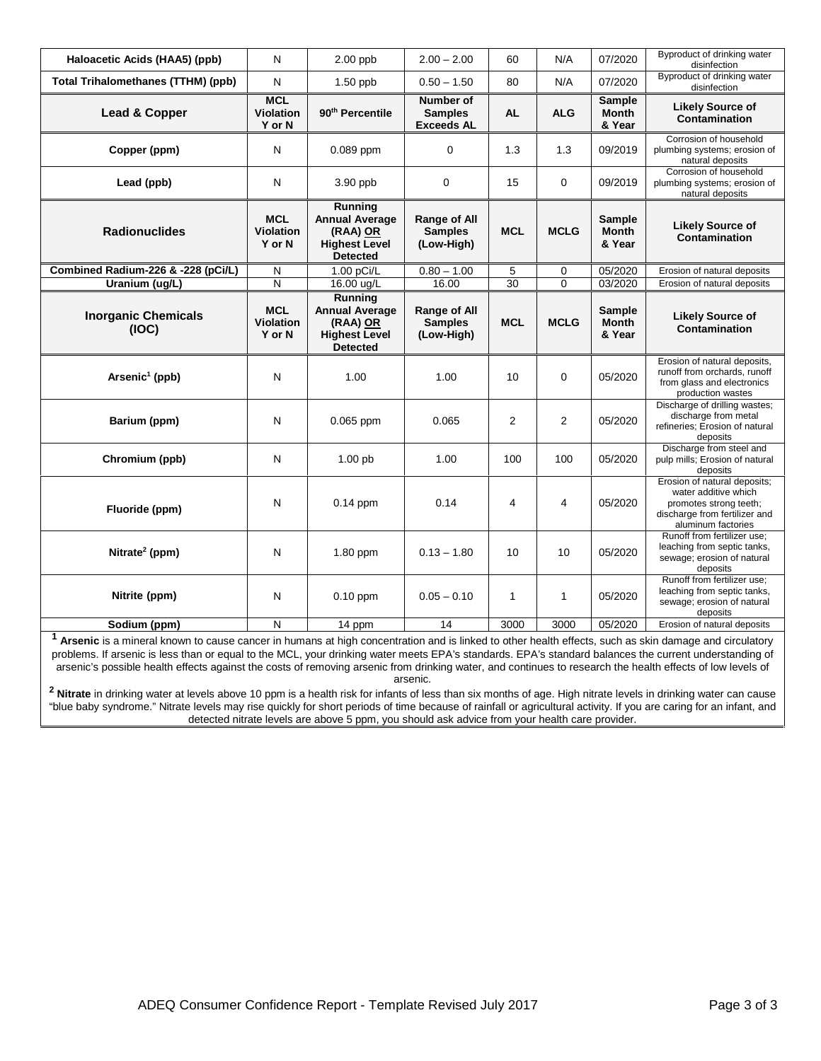| Haloacetic Acids (HAA5) (ppb) | N | 2.00 ppb | 2.00 – 2.00 | 60 | N/A | 07/2020 | Byproduct of drinking water disinfection |
|---|---|---|---|---|---|---|---|
| Total Trihalomethanes (TTHM) (ppb) | N | 1.50 ppb | 0.50 – 1.50 | 80 | N/A | 07/2020 | Byproduct of drinking water disinfection |
| **Lead & Copper** | **MCL Violation Y or N** | **90th Percentile** | **Number of Samples Exceeds AL** | **AL** | **ALG** | **Sample Month & Year** | **Likely Source of Contamination** |
| Copper (ppm) | N | 0.089 ppm | 0 | 1.3 | 1.3 | 09/2019 | Corrosion of household plumbing systems; erosion of natural deposits |
| Lead (ppb) | N | 3.90 ppb | 0 | 15 | 0 | 09/2019 | Corrosion of household plumbing systems; erosion of natural deposits |
| **Radionuclides** | **MCL Violation Y or N** | **Running Annual Average (RAA) OR Highest Level Detected** | **Range of All Samples (Low-High)** | **MCL** | **MCLG** | **Sample Month & Year** | **Likely Source of Contamination** |
| Combined Radium-226 & -228 (pCi/L) | N | 1.00 pCi/L | 0.80 – 1.00 | 5 | 0 | 05/2020 | Erosion of natural deposits |
| Uranium (ug/L) | N | 16.00 ug/L | 16.00 | 30 | 0 | 03/2020 | Erosion of natural deposits |
| **Inorganic Chemicals (IOC)** | **MCL Violation Y or N** | **Running Annual Average (RAA) OR Highest Level Detected** | **Range of All Samples (Low-High)** | **MCL** | **MCLG** | **Sample Month & Year** | **Likely Source of Contamination** |
| Arsenic[1] (ppb) | N | 1.00 | 1.00 | 10 | 0 | 05/2020 | Erosion of natural deposits, runoff from orchards, runoff from glass and electronics production wastes |
| Barium (ppm) | N | 0.065 ppm | 0.065 | 2 | 2 | 05/2020 | Discharge of drilling wastes; discharge from metal refineries; Erosion of natural deposits |
| Chromium (ppb) | N | 1.00 pb | 1.00 | 100 | 100 | 05/2020 | Discharge from steel and pulp mills; Erosion of natural deposits |
| Fluoride (ppm) | N | 0.14 ppm | 0.14 | 4 | 4 | 05/2020 | Erosion of natural deposits; water additive which promotes strong teeth; discharge from fertilizer and aluminum factories |
| Nitrate[2] (ppm) | N | 1.80 ppm | 0.13 – 1.80 | 10 | 10 | 05/2020 | Runoff from fertilizer use; leaching from septic tanks, sewage; erosion of natural deposits |
| Nitrite (ppm) | N | 0.10 ppm | 0.05 – 0.10 | 1 | 1 | 05/2020 | Runoff from fertilizer use; leaching from septic tanks, sewage; erosion of natural deposits |
| Sodium (ppm) | N | 14 ppm | 14 | 3000 | 3000 | 05/2020 | Erosion of natural deposits |

[1] **Arsenic** is a mineral known to cause cancer in humans at high concentration and is linked to other health effects, such as skin damage and circulatory problems. If arsenic is less than or equal to the MCL, your drinking water meets EPA's standards. EPA's standard balances the current understanding of arsenic's possible health effects against the costs of removing arsenic from drinking water, and continues to research the health effects of low levels of arsenic.

[2] **Nitrate** in drinking water at levels above 10 ppm is a health risk for infants of less than six months of age. High nitrate levels in drinking water can cause "blue baby syndrome." Nitrate levels may rise quickly for short periods of time because of rainfall or agricultural activity. If you are caring for an infant, and detected nitrate levels are above 5 ppm, you should ask advice from your health care provider.